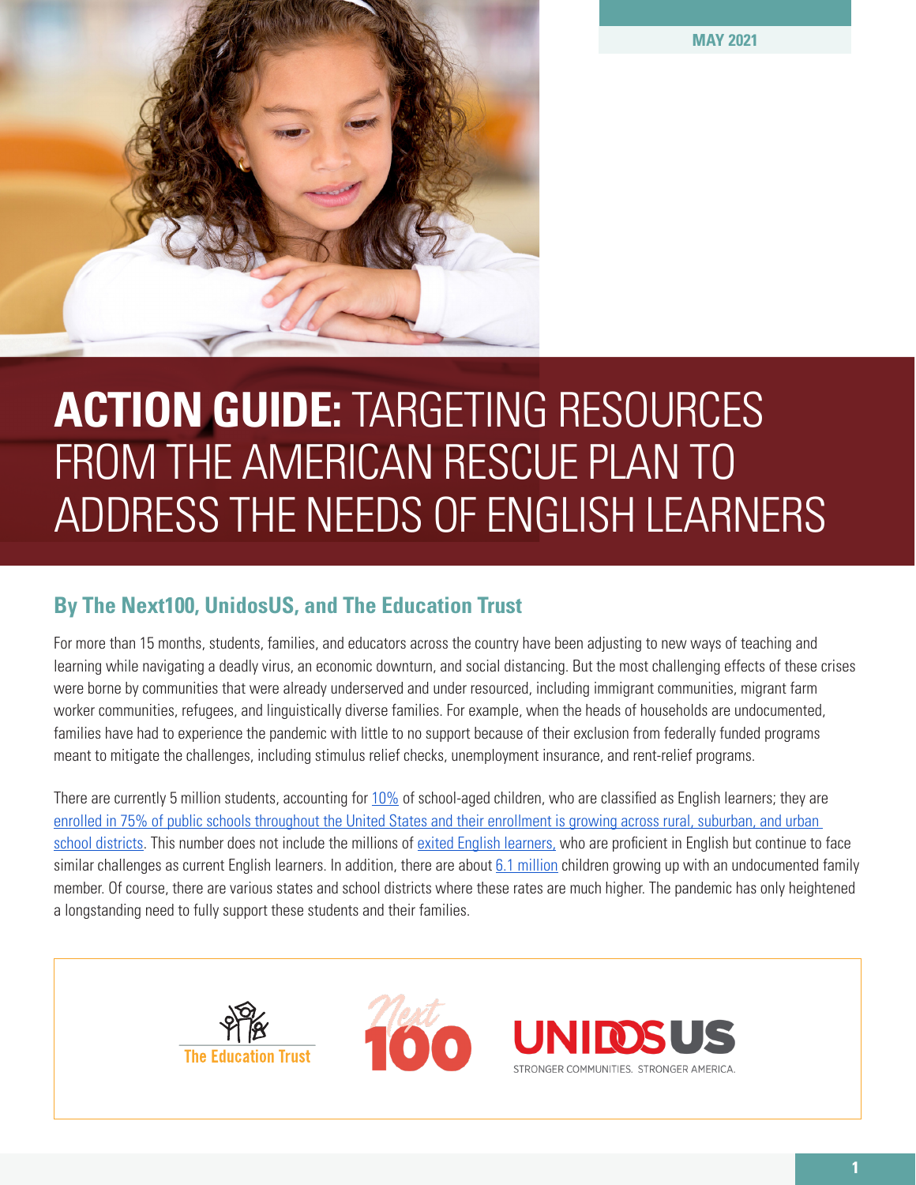MAY 2021

# ACTION GUIDE: TARGETING RESOURCES FROM THE AMERICAN RESCUE PLAN TO ADDRESS THE NEEDS OF ENGLISH LEARNERS

## By The Next100, UnidosUS, and The Education Trust

For more than 15 months, students, families, and educators across the country have been adjusting to new ways of teaching and learning while navigating a deadly virus, an economic downturn, and social distancing. But the most challenging effects of these crises were borne by communities that were already underserved and under resourced, including immigrant communities, migrant farm worker communities, refugees, and linguistically diverse families. For example, when the heads of households are undocumented, families have had to experience the pandemic with little to no support because of their exclusion from federally funded programs meant to mitigate the challenges, including stimulus relief checks, unemployment insurance, and rent-relief programs.

There are currently 5 million students, accounting for 10% of school-aged children, who are classified as English learners; they are enrolled in 75% of public schools throughout the United States and their enrollment is growing across rural, suburban, and urban school districts. This number does not include the millions of exited English learners, who are proficient in English but continue to face similar challenges as current English learners. In addition, there are about 6.1 million children growing up with an undocumented family member. Of course, there are various states and school districts where these rates are much higher. The pandemic has only heightened a longstanding need to fully support these students and their families.

The Education Trust

Next 100

UNIDOSUS
STRONGER COMMUNITIES. STRONGER AMERICA.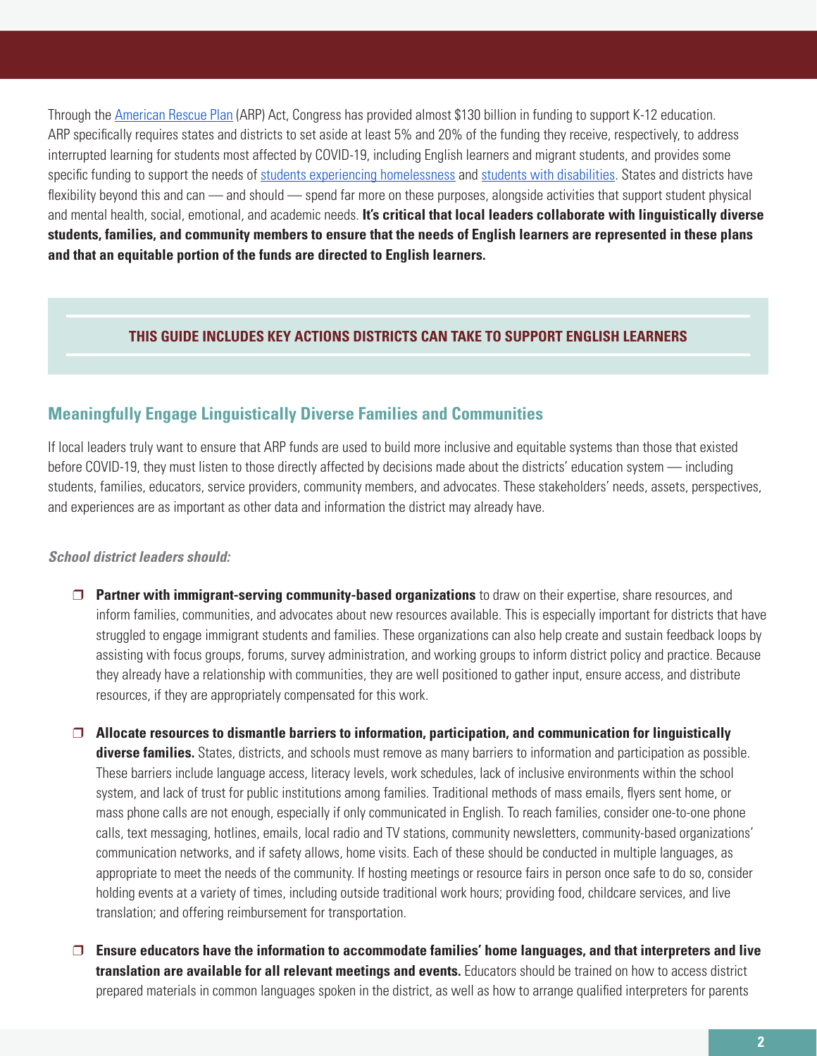Through the American Rescue Plan (ARP) Act, Congress has provided almost $130 billion in funding to support K-12 education. ARP specifically requires states and districts to set aside at least 5% and 20% of the funding they receive, respectively, to address interrupted learning for students most affected by COVID-19, including English learners and migrant students, and provides some specific funding to support the needs of students experiencing homelessness and students with disabilities. States and districts have flexibility beyond this and can — and should — spend far more on these purposes, alongside activities that support student physical and mental health, social, emotional, and academic needs. **It's critical that local leaders collaborate with linguistically diverse students, families, and community members to ensure that the needs of English learners are represented in these plans and that an equitable portion of the funds are directed to English learners.**

**THIS GUIDE INCLUDES KEY ACTIONS DISTRICTS CAN TAKE TO SUPPORT ENGLISH LEARNERS**

## Meaningfully Engage Linguistically Diverse Families and Communities

If local leaders truly want to ensure that ARP funds are used to build more inclusive and equitable systems than those that existed before COVID-19, they must listen to those directly affected by decisions made about the districts' education system — including students, families, educators, service providers, community members, and advocates. These stakeholders' needs, assets, perspectives, and experiences are as important as other data and information the district may already have.

***School district leaders should:***

- ❒ **Partner with immigrant-serving community-based organizations** to draw on their expertise, share resources, and inform families, communities, and advocates about new resources available. This is especially important for districts that have struggled to engage immigrant students and families. These organizations can also help create and sustain feedback loops by assisting with focus groups, forums, survey administration, and working groups to inform district policy and practice. Because they already have a relationship with communities, they are well positioned to gather input, ensure access, and distribute resources, if they are appropriately compensated for this work.

- ❒ **Allocate resources to dismantle barriers to information, participation, and communication for linguistically diverse families.** States, districts, and schools must remove as many barriers to information and participation as possible. These barriers include language access, literacy levels, work schedules, lack of inclusive environments within the school system, and lack of trust for public institutions among families. Traditional methods of mass emails, flyers sent home, or mass phone calls are not enough, especially if only communicated in English. To reach families, consider one-to-one phone calls, text messaging, hotlines, emails, local radio and TV stations, community newsletters, community-based organizations' communication networks, and if safety allows, home visits. Each of these should be conducted in multiple languages, as appropriate to meet the needs of the community. If hosting meetings or resource fairs in person once safe to do so, consider holding events at a variety of times, including outside traditional work hours; providing food, childcare services, and live translation; and offering reimbursement for transportation.

- ❒ **Ensure educators have the information to accommodate families' home languages, and that interpreters and live translation are available for all relevant meetings and events.** Educators should be trained on how to access district prepared materials in common languages spoken in the district, as well as how to arrange qualified interpreters for parents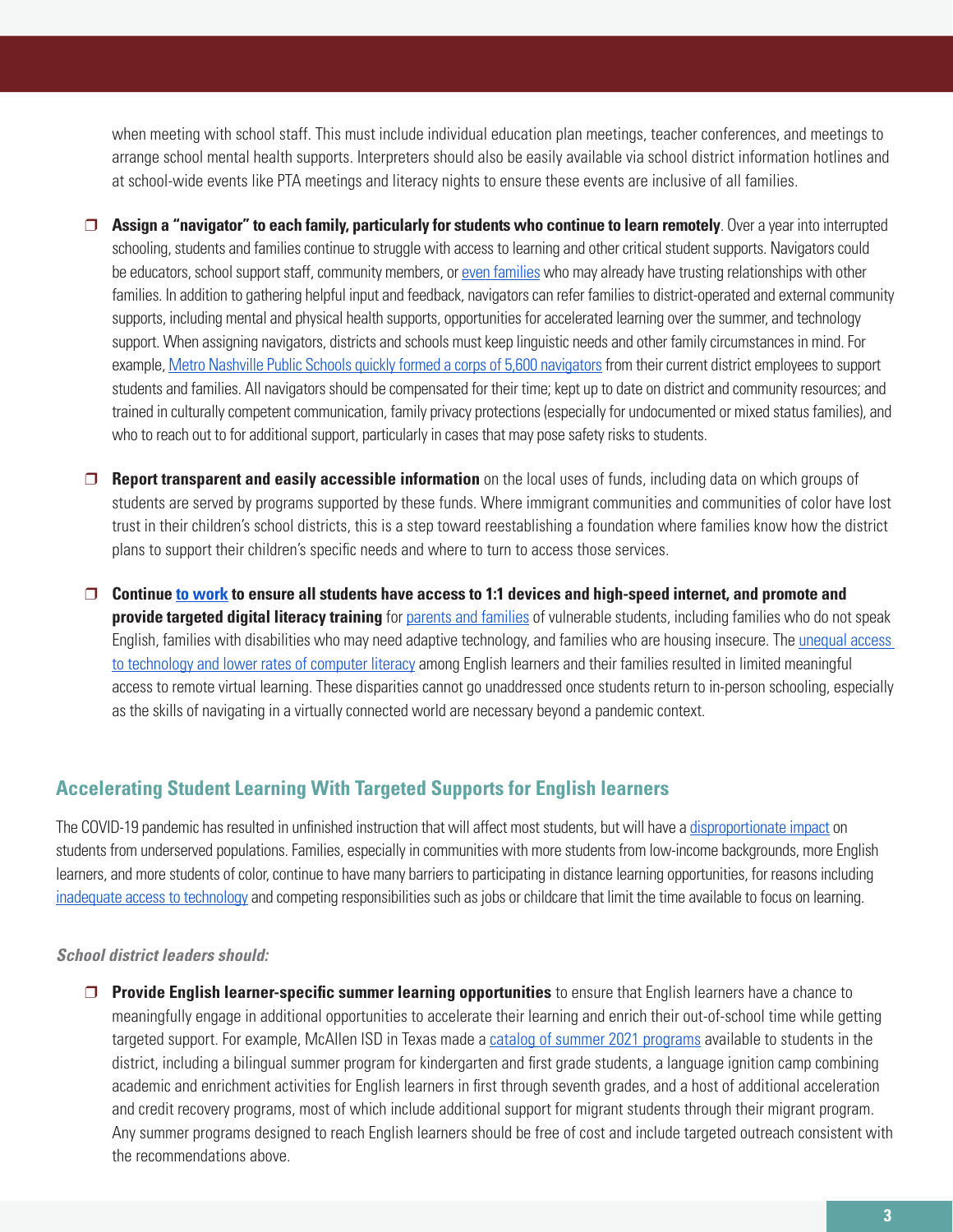when meeting with school staff. This must include individual education plan meetings, teacher conferences, and meetings to arrange school mental health supports. Interpreters should also be easily available via school district information hotlines and at school-wide events like PTA meetings and literacy nights to ensure these events are inclusive of all families.

- **Assign a "navigator" to each family, particularly for students who continue to learn remotely**. Over a year into interrupted schooling, students and families continue to struggle with access to learning and other critical student supports. Navigators could be educators, school support staff, community members, or even families who may already have trusting relationships with other families. In addition to gathering helpful input and feedback, navigators can refer families to district-operated and external community supports, including mental and physical health supports, opportunities for accelerated learning over the summer, and technology support. When assigning navigators, districts and schools must keep linguistic needs and other family circumstances in mind. For example, Metro Nashville Public Schools quickly formed a corps of 5,600 navigators from their current district employees to support students and families. All navigators should be compensated for their time; kept up to date on district and community resources; and trained in culturally competent communication, family privacy protections (especially for undocumented or mixed status families), and who to reach out to for additional support, particularly in cases that may pose safety risks to students.

- **Report transparent and easily accessible information** on the local uses of funds, including data on which groups of students are served by programs supported by these funds. Where immigrant communities and communities of color have lost trust in their children's school districts, this is a step toward reestablishing a foundation where families know how the district plans to support their children's specific needs and where to turn to access those services.

- **Continue to work to ensure all students have access to 1:1 devices and high-speed internet, and promote and provide targeted digital literacy training** for parents and families of vulnerable students, including families who do not speak English, families with disabilities who may need adaptive technology, and families who are housing insecure. The unequal access to technology and lower rates of computer literacy among English learners and their families resulted in limited meaningful access to remote virtual learning. These disparities cannot go unaddressed once students return to in-person schooling, especially as the skills of navigating in a virtually connected world are necessary beyond a pandemic context.

## Accelerating Student Learning With Targeted Supports for English learners

The COVID-19 pandemic has resulted in unfinished instruction that will affect most students, but will have a disproportionate impact on students from underserved populations. Families, especially in communities with more students from low-income backgrounds, more English learners, and more students of color, continue to have many barriers to participating in distance learning opportunities, for reasons including inadequate access to technology and competing responsibilities such as jobs or childcare that limit the time available to focus on learning.

***School district leaders should:***

- **Provide English learner-specific summer learning opportunities** to ensure that English learners have a chance to meaningfully engage in additional opportunities to accelerate their learning and enrich their out-of-school time while getting targeted support. For example, McAllen ISD in Texas made a catalog of summer 2021 programs available to students in the district, including a bilingual summer program for kindergarten and first grade students, a language ignition camp combining academic and enrichment activities for English learners in first through seventh grades, and a host of additional acceleration and credit recovery programs, most of which include additional support for migrant students through their migrant program. Any summer programs designed to reach English learners should be free of cost and include targeted outreach consistent with the recommendations above.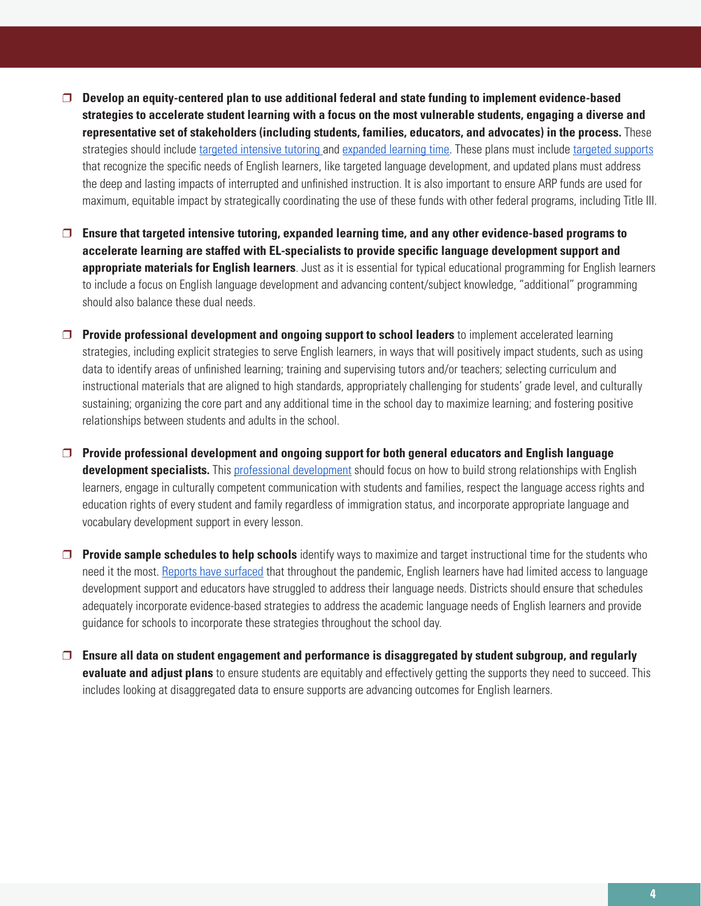- ❒ **Develop an equity-centered plan to use additional federal and state funding to implement evidence-based strategies to accelerate student learning with a focus on the most vulnerable students, engaging a diverse and representative set of stakeholders (including students, families, educators, and advocates) in the process.** These strategies should include targeted intensive tutoring and expanded learning time. These plans must include targeted supports that recognize the specific needs of English learners, like targeted language development, and updated plans must address the deep and lasting impacts of interrupted and unfinished instruction. It is also important to ensure ARP funds are used for maximum, equitable impact by strategically coordinating the use of these funds with other federal programs, including Title III.

- ❒ **Ensure that targeted intensive tutoring, expanded learning time, and any other evidence-based programs to accelerate learning are staffed with EL-specialists to provide specific language development support and appropriate materials for English learners**. Just as it is essential for typical educational programming for English learners to include a focus on English language development and advancing content/subject knowledge, "additional" programming should also balance these dual needs.

- ❒ **Provide professional development and ongoing support to school leaders** to implement accelerated learning strategies, including explicit strategies to serve English learners, in ways that will positively impact students, such as using data to identify areas of unfinished learning; training and supervising tutors and/or teachers; selecting curriculum and instructional materials that are aligned to high standards, appropriately challenging for students' grade level, and culturally sustaining; organizing the core part and any additional time in the school day to maximize learning; and fostering positive relationships between students and adults in the school.

- ❒ **Provide professional development and ongoing support for both general educators and English language development specialists.** This professional development should focus on how to build strong relationships with English learners, engage in culturally competent communication with students and families, respect the language access rights and education rights of every student and family regardless of immigration status, and incorporate appropriate language and vocabulary development support in every lesson.

- ❒ **Provide sample schedules to help schools** identify ways to maximize and target instructional time for the students who need it the most. Reports have surfaced that throughout the pandemic, English learners have had limited access to language development support and educators have struggled to address their language needs. Districts should ensure that schedules adequately incorporate evidence-based strategies to address the academic language needs of English learners and provide guidance for schools to incorporate these strategies throughout the school day.

- ❒ **Ensure all data on student engagement and performance is disaggregated by student subgroup, and regularly evaluate and adjust plans** to ensure students are equitably and effectively getting the supports they need to succeed. This includes looking at disaggregated data to ensure supports are advancing outcomes for English learners.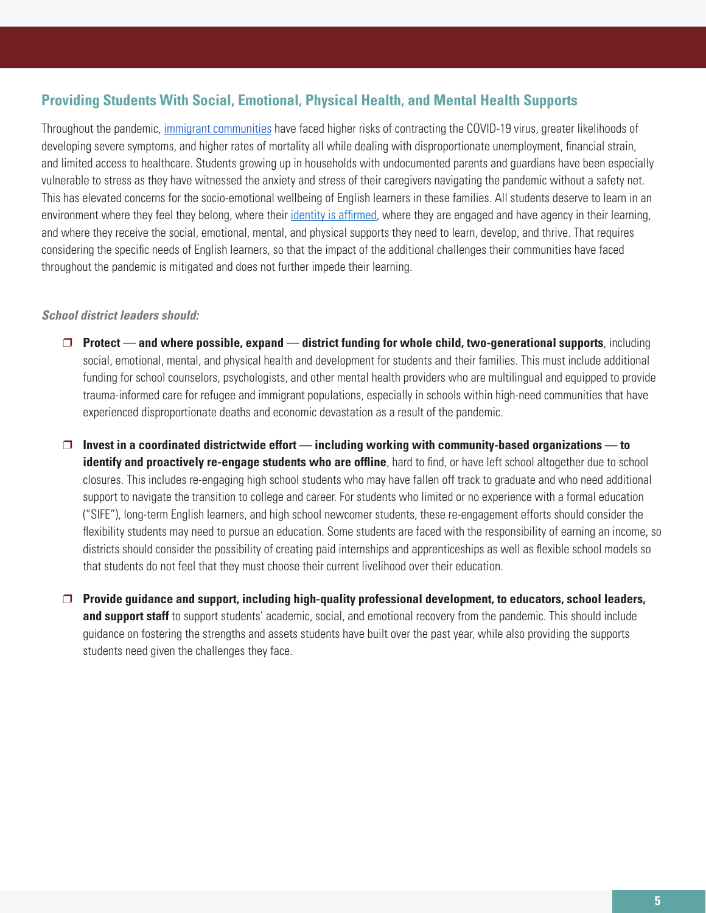## Providing Students With Social, Emotional, Physical Health, and Mental Health Supports

Throughout the pandemic, immigrant communities have faced higher risks of contracting the COVID-19 virus, greater likelihoods of developing severe symptoms, and higher rates of mortality all while dealing with disproportionate unemployment, financial strain, and limited access to healthcare. Students growing up in households with undocumented parents and guardians have been especially vulnerable to stress as they have witnessed the anxiety and stress of their caregivers navigating the pandemic without a safety net. This has elevated concerns for the socio-emotional wellbeing of English learners in these families. All students deserve to learn in an environment where they feel they belong, where their identity is affirmed, where they are engaged and have agency in their learning, and where they receive the social, emotional, mental, and physical supports they need to learn, develop, and thrive. That requires considering the specific needs of English learners, so that the impact of the additional challenges their communities have faced throughout the pandemic is mitigated and does not further impede their learning.

***School district leaders should:***

- ❒ **Protect — and where possible, expand — district funding for whole child, two-generational supports**, including social, emotional, mental, and physical health and development for students and their families. This must include additional funding for school counselors, psychologists, and other mental health providers who are multilingual and equipped to provide trauma-informed care for refugee and immigrant populations, especially in schools within high-need communities that have experienced disproportionate deaths and economic devastation as a result of the pandemic.

- ❒ **Invest in a coordinated districtwide effort — including working with community-based organizations — to identify and proactively re-engage students who are offline**, hard to find, or have left school altogether due to school closures. This includes re-engaging high school students who may have fallen off track to graduate and who need additional support to navigate the transition to college and career. For students who limited or no experience with a formal education ("SIFE"), long-term English learners, and high school newcomer students, these re-engagement efforts should consider the flexibility students may need to pursue an education. Some students are faced with the responsibility of earning an income, so districts should consider the possibility of creating paid internships and apprenticeships as well as flexible school models so that students do not feel that they must choose their current livelihood over their education.

- ❒ **Provide guidance and support, including high-quality professional development, to educators, school leaders, and support staff** to support students' academic, social, and emotional recovery from the pandemic. This should include guidance on fostering the strengths and assets students have built over the past year, while also providing the supports students need given the challenges they face.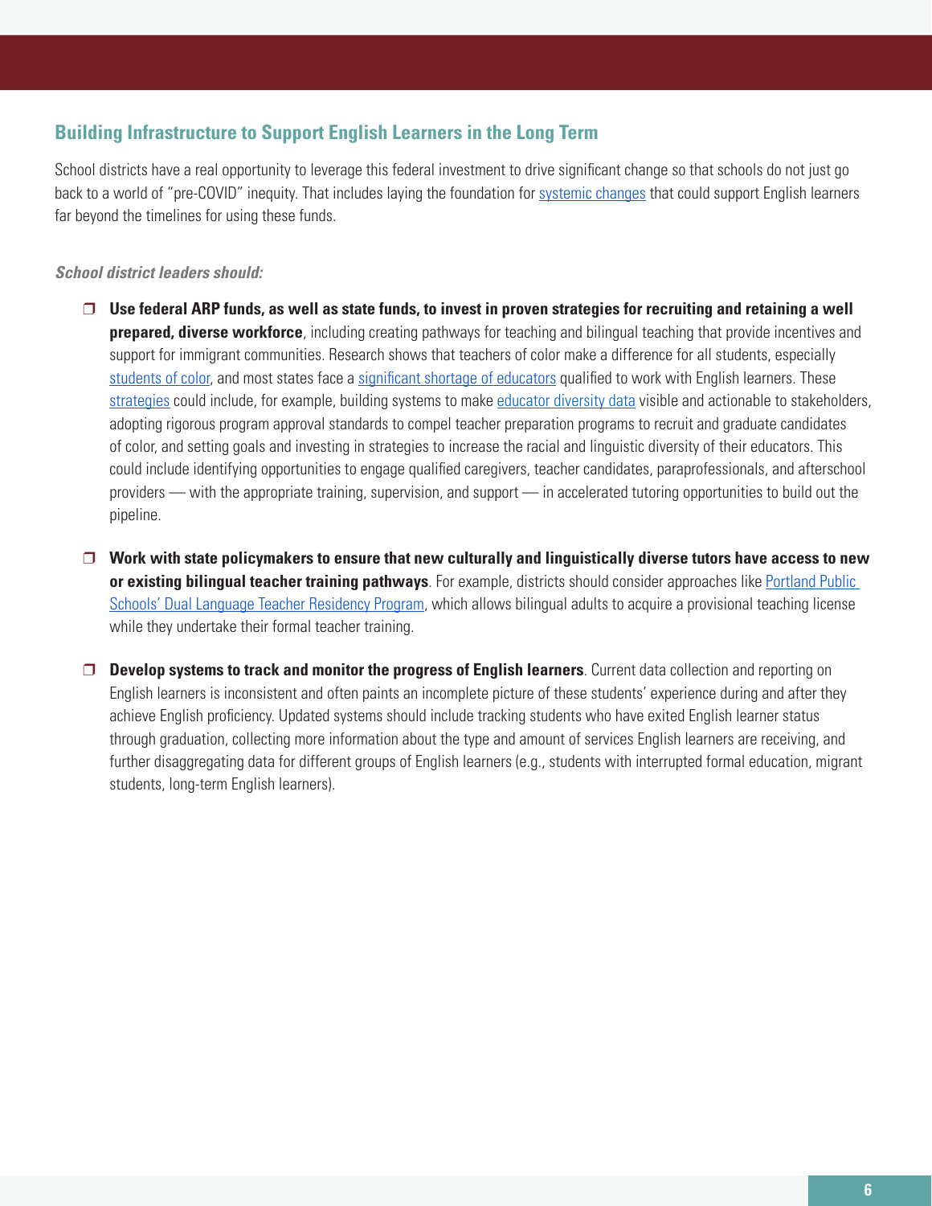## Building Infrastructure to Support English Learners in the Long Term

School districts have a real opportunity to leverage this federal investment to drive significant change so that schools do not just go back to a world of "pre-COVID" inequity. That includes laying the foundation for systemic changes that could support English learners far beyond the timelines for using these funds.

***School district leaders should:***

- **Use federal ARP funds, as well as state funds, to invest in proven strategies for recruiting and retaining a well prepared, diverse workforce**, including creating pathways for teaching and bilingual teaching that provide incentives and support for immigrant communities. Research shows that teachers of color make a difference for all students, especially students of color, and most states face a significant shortage of educators qualified to work with English learners. These strategies could include, for example, building systems to make educator diversity data visible and actionable to stakeholders, adopting rigorous program approval standards to compel teacher preparation programs to recruit and graduate candidates of color, and setting goals and investing in strategies to increase the racial and linguistic diversity of their educators. This could include identifying opportunities to engage qualified caregivers, teacher candidates, paraprofessionals, and afterschool providers — with the appropriate training, supervision, and support — in accelerated tutoring opportunities to build out the pipeline.

- **Work with state policymakers to ensure that new culturally and linguistically diverse tutors have access to new or existing bilingual teacher training pathways**. For example, districts should consider approaches like Portland Public Schools' Dual Language Teacher Residency Program, which allows bilingual adults to acquire a provisional teaching license while they undertake their formal teacher training.

- **Develop systems to track and monitor the progress of English learners**. Current data collection and reporting on English learners is inconsistent and often paints an incomplete picture of these students' experience during and after they achieve English proficiency. Updated systems should include tracking students who have exited English learner status through graduation, collecting more information about the type and amount of services English learners are receiving, and further disaggregating data for different groups of English learners (e.g., students with interrupted formal education, migrant students, long-term English learners).